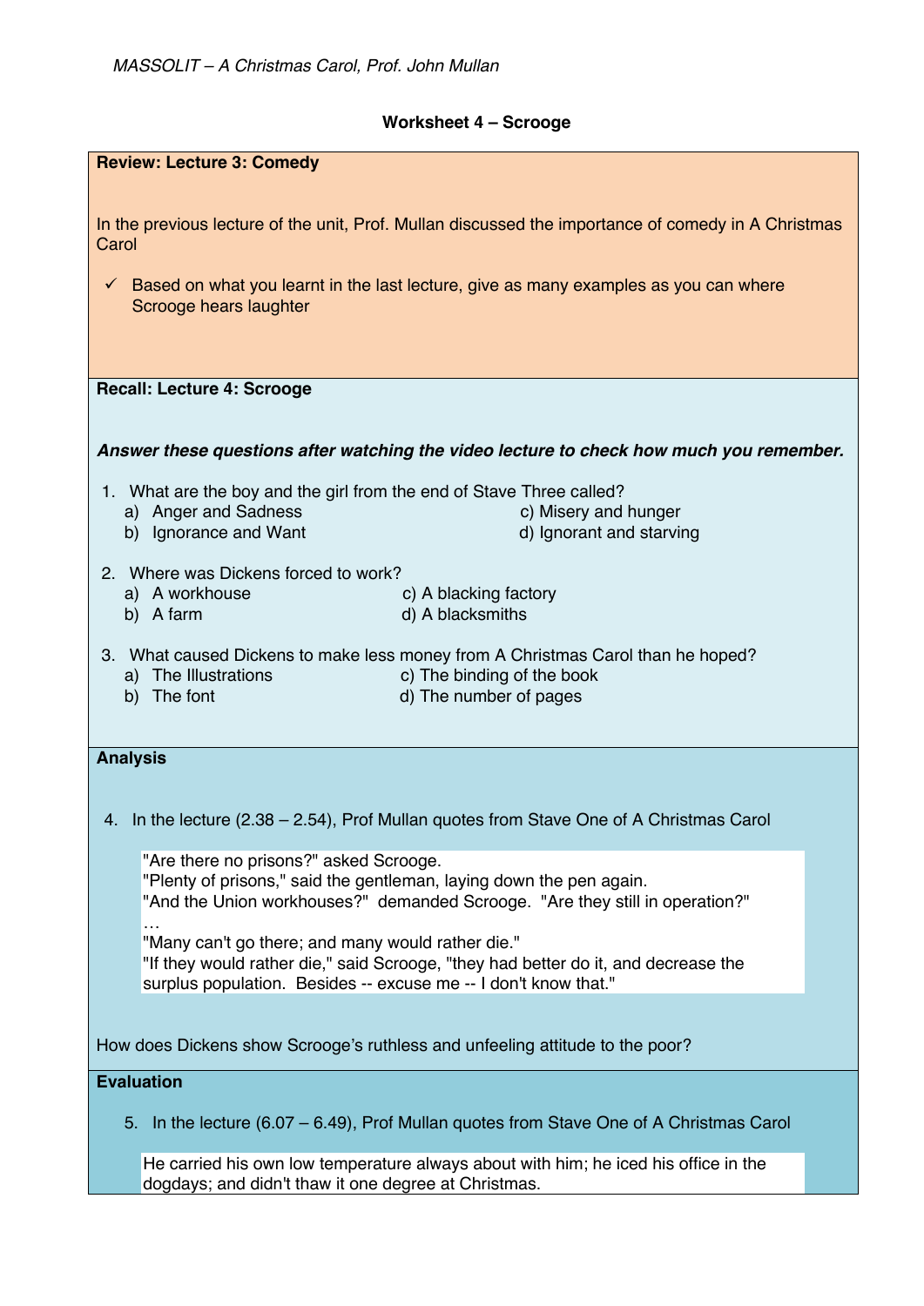*MASSOLIT – A Christmas Carol, Prof. John Mullan*

**Worksheet 4 – Scrooge**

**Review: Lecture 3: Comedy**

In the previous lecture of the unit, Prof. Mullan discussed the importance of comedy in A Christmas Carol

✓ Based on what you learnt in the last lecture, give as many examples as you can where Scrooge hears laughter

**Recall: Lecture 4: Scrooge**

***Answer these questions after watching the video lecture to check how much you remember.***

1. What are the boy and the girl from the end of Stave Three called?
   a) Anger and Sadness
   b) Ignorance and Want
   c) Misery and hunger
   d) Ignorant and starving

2. Where was Dickens forced to work?
   a) A workhouse
   b) A farm
   c) A blacking factory
   d) A blacksmiths

3. What caused Dickens to make less money from A Christmas Carol than he hoped?
   a) The Illustrations
   b) The font
   c) The binding of the book
   d) The number of pages

**Analysis**

4. In the lecture (2.38 – 2.54), Prof Mullan quotes from Stave One of A Christmas Carol

> "Are there no prisons?" asked Scrooge.
> "Plenty of prisons," said the gentleman, laying down the pen again.
> "And the Union workhouses?" demanded Scrooge. "Are they still in operation?"
> …
> "Many can't go there; and many would rather die."
> "If they would rather die," said Scrooge, "they had better do it, and decrease the surplus population. Besides -- excuse me -- I don't know that."

How does Dickens show Scrooge's ruthless and unfeeling attitude to the poor?

**Evaluation**

5. In the lecture (6.07 – 6.49), Prof Mullan quotes from Stave One of A Christmas Carol

> He carried his own low temperature always about with him; he iced his office in the dogdays; and didn't thaw it one degree at Christmas.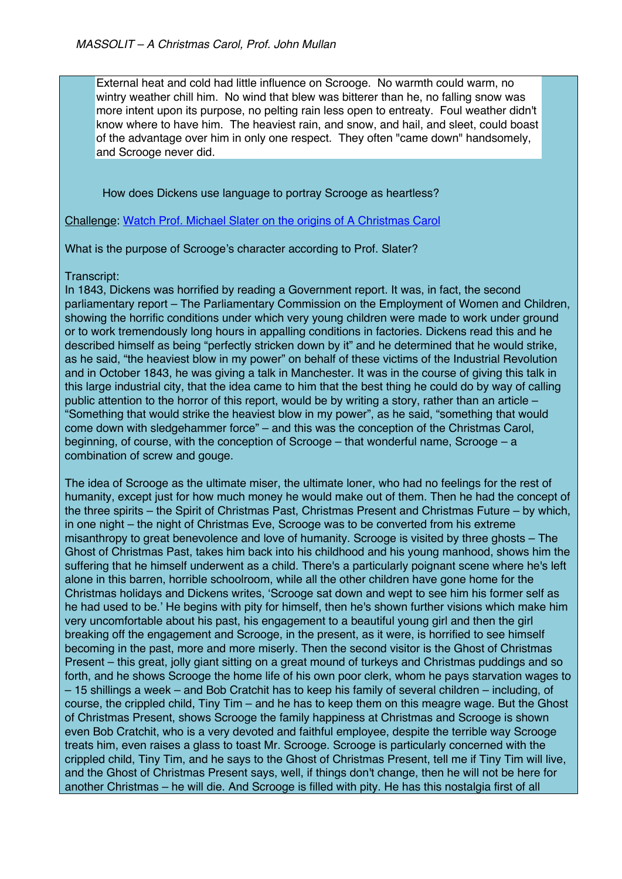External heat and cold had little influence on Scrooge. No warmth could warm, no wintry weather chill him. No wind that blew was bitterer than he, no falling snow was more intent upon its purpose, no pelting rain less open to entreaty. Foul weather didn't know where to have him. The heaviest rain, and snow, and hail, and sleet, could boast of the advantage over him in only one respect. They often "came down" handsomely, and Scrooge never did.

How does Dickens use language to portray Scrooge as heartless?

Challenge: Watch Prof. Michael Slater on the origins of A Christmas Carol

What is the purpose of Scrooge's character according to Prof. Slater?

Transcript:

In 1843, Dickens was horrified by reading a Government report. It was, in fact, the second parliamentary report – The Parliamentary Commission on the Employment of Women and Children, showing the horrific conditions under which very young children were made to work under ground or to work tremendously long hours in appalling conditions in factories. Dickens read this and he described himself as being "perfectly stricken down by it" and he determined that he would strike, as he said, "the heaviest blow in my power" on behalf of these victims of the Industrial Revolution and in October 1843, he was giving a talk in Manchester. It was in the course of giving this talk in this large industrial city, that the idea came to him that the best thing he could do by way of calling public attention to the horror of this report, would be by writing a story, rather than an article – "Something that would strike the heaviest blow in my power", as he said, "something that would come down with sledgehammer force" – and this was the conception of the Christmas Carol, beginning, of course, with the conception of Scrooge – that wonderful name, Scrooge – a combination of screw and gouge.

The idea of Scrooge as the ultimate miser, the ultimate loner, who had no feelings for the rest of humanity, except just for how much money he would make out of them. Then he had the concept of the three spirits – the Spirit of Christmas Past, Christmas Present and Christmas Future – by which, in one night – the night of Christmas Eve, Scrooge was to be converted from his extreme misanthropy to great benevolence and love of humanity. Scrooge is visited by three ghosts – The Ghost of Christmas Past, takes him back into his childhood and his young manhood, shows him the suffering that he himself underwent as a child. There's a particularly poignant scene where he's left alone in this barren, horrible schoolroom, while all the other children have gone home for the Christmas holidays and Dickens writes, 'Scrooge sat down and wept to see him his former self as he had used to be.' He begins with pity for himself, then he's shown further visions which make him very uncomfortable about his past, his engagement to a beautiful young girl and then the girl breaking off the engagement and Scrooge, in the present, as it were, is horrified to see himself becoming in the past, more and more miserly. Then the second visitor is the Ghost of Christmas Present – this great, jolly giant sitting on a great mound of turkeys and Christmas puddings and so forth, and he shows Scrooge the home life of his own poor clerk, whom he pays starvation wages to – 15 shillings a week – and Bob Cratchit has to keep his family of several children – including, of course, the crippled child, Tiny Tim – and he has to keep them on this meagre wage. But the Ghost of Christmas Present, shows Scrooge the family happiness at Christmas and Scrooge is shown even Bob Cratchit, who is a very devoted and faithful employee, despite the terrible way Scrooge treats him, even raises a glass to toast Mr. Scrooge. Scrooge is particularly concerned with the crippled child, Tiny Tim, and he says to the Ghost of Christmas Present, tell me if Tiny Tim will live, and the Ghost of Christmas Present says, well, if things don't change, then he will not be here for another Christmas – he will die. And Scrooge is filled with pity. He has this nostalgia first of all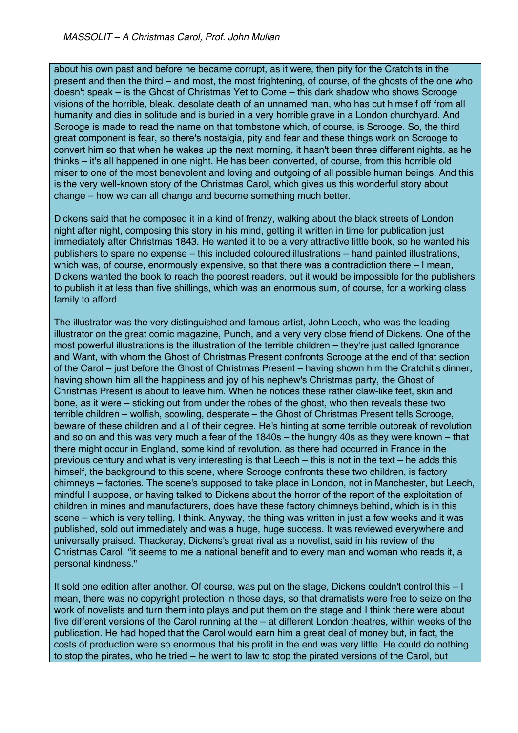about his own past and before he became corrupt, as it were, then pity for the Cratchits in the present and then the third – and most, the most frightening, of course, of the ghosts of the one who doesn't speak – is the Ghost of Christmas Yet to Come – this dark shadow who shows Scrooge visions of the horrible, bleak, desolate death of an unnamed man, who has cut himself off from all humanity and dies in solitude and is buried in a very horrible grave in a London churchyard. And Scrooge is made to read the name on that tombstone which, of course, is Scrooge. So, the third great component is fear, so there's nostalgia, pity and fear and these things work on Scrooge to convert him so that when he wakes up the next morning, it hasn't been three different nights, as he thinks – it's all happened in one night. He has been converted, of course, from this horrible old miser to one of the most benevolent and loving and outgoing of all possible human beings. And this is the very well-known story of the Christmas Carol, which gives us this wonderful story about change – how we can all change and become something much better.

Dickens said that he composed it in a kind of frenzy, walking about the black streets of London night after night, composing this story in his mind, getting it written in time for publication just immediately after Christmas 1843. He wanted it to be a very attractive little book, so he wanted his publishers to spare no expense – this included coloured illustrations – hand painted illustrations, which was, of course, enormously expensive, so that there was a contradiction there – I mean, Dickens wanted the book to reach the poorest readers, but it would be impossible for the publishers to publish it at less than five shillings, which was an enormous sum, of course, for a working class family to afford.

The illustrator was the very distinguished and famous artist, John Leech, who was the leading illustrator on the great comic magazine, Punch, and a very very close friend of Dickens. One of the most powerful illustrations is the illustration of the terrible children – they're just called Ignorance and Want, with whom the Ghost of Christmas Present confronts Scrooge at the end of that section of the Carol – just before the Ghost of Christmas Present – having shown him the Cratchit's dinner, having shown him all the happiness and joy of his nephew's Christmas party, the Ghost of Christmas Present is about to leave him. When he notices these rather claw-like feet, skin and bone, as it were – sticking out from under the robes of the ghost, who then reveals these two terrible children – wolfish, scowling, desperate – the Ghost of Christmas Present tells Scrooge, beware of these children and all of their degree. He's hinting at some terrible outbreak of revolution and so on and this was very much a fear of the 1840s – the hungry 40s as they were known – that there might occur in England, some kind of revolution, as there had occurred in France in the previous century and what is very interesting is that Leech – this is not in the text – he adds this himself, the background to this scene, where Scrooge confronts these two children, is factory chimneys – factories. The scene's supposed to take place in London, not in Manchester, but Leech, mindful I suppose, or having talked to Dickens about the horror of the report of the exploitation of children in mines and manufacturers, does have these factory chimneys behind, which is in this scene – which is very telling, I think. Anyway, the thing was written in just a few weeks and it was published, sold out immediately and was a huge, huge success. It was reviewed everywhere and universally praised. Thackeray, Dickens's great rival as a novelist, said in his review of the Christmas Carol, "it seems to me a national benefit and to every man and woman who reads it, a personal kindness."

It sold one edition after another. Of course, was put on the stage, Dickens couldn't control this – I mean, there was no copyright protection in those days, so that dramatists were free to seize on the work of novelists and turn them into plays and put them on the stage and I think there were about five different versions of the Carol running at the – at different London theatres, within weeks of the publication. He had hoped that the Carol would earn him a great deal of money but, in fact, the costs of production were so enormous that his profit in the end was very little. He could do nothing to stop the pirates, who he tried – he went to law to stop the pirated versions of the Carol, but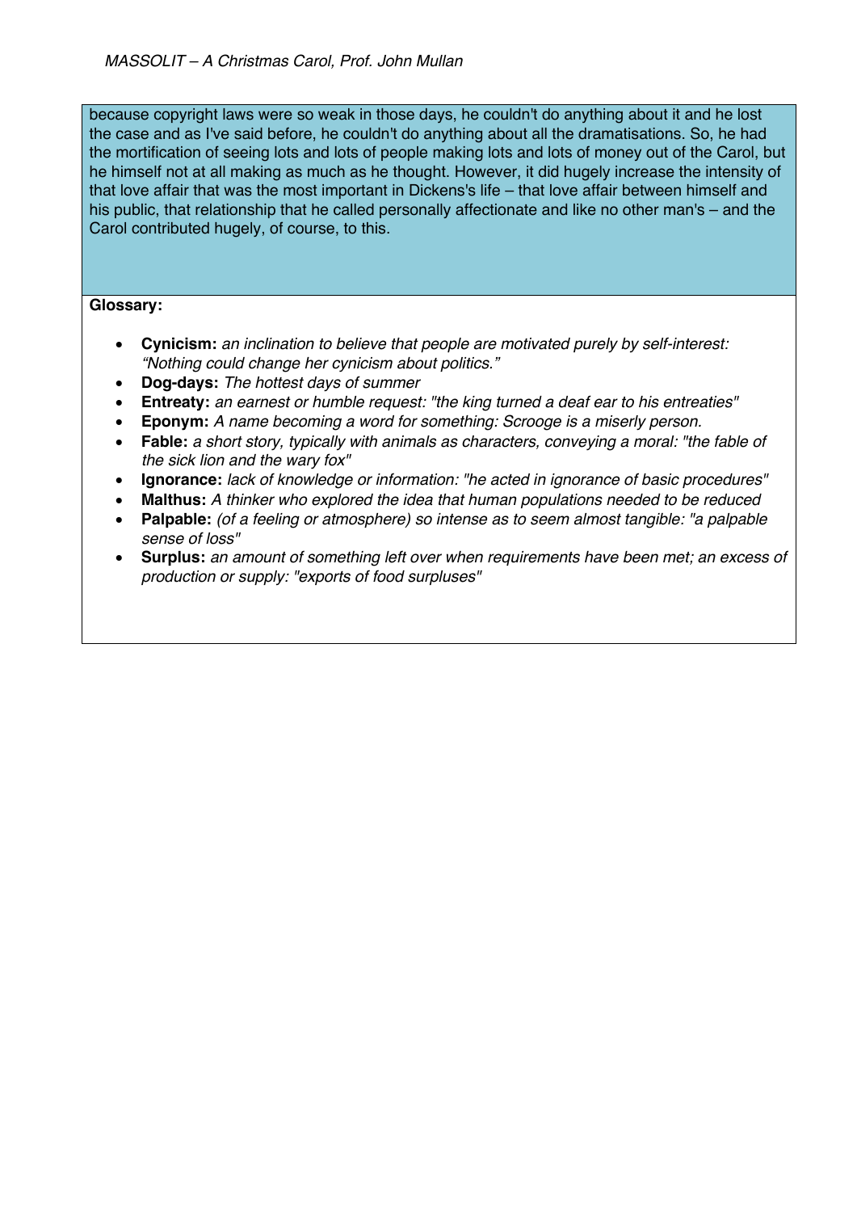because copyright laws were so weak in those days, he couldn't do anything about it and he lost the case and as I've said before, he couldn't do anything about all the dramatisations. So, he had the mortification of seeing lots and lots of people making lots and lots of money out of the Carol, but he himself not at all making as much as he thought. However, it did hugely increase the intensity of that love affair that was the most important in Dickens's life – that love affair between himself and his public, that relationship that he called personally affectionate and like no other man's – and the Carol contributed hugely, of course, to this.

**Glossary:**

- **Cynicism:** *an inclination to believe that people are motivated purely by self-interest: "Nothing could change her cynicism about politics."*
- **Dog-days:** *The hottest days of summer*
- **Entreaty:** *an earnest or humble request: "the king turned a deaf ear to his entreaties"*
- **Eponym:** *A name becoming a word for something: Scrooge is a miserly person.*
- **Fable:** *a short story, typically with animals as characters, conveying a moral: "the fable of the sick lion and the wary fox"*
- **Ignorance:** *lack of knowledge or information: "he acted in ignorance of basic procedures"*
- **Malthus:** *A thinker who explored the idea that human populations needed to be reduced*
- **Palpable:** *(of a feeling or atmosphere) so intense as to seem almost tangible: "a palpable sense of loss"*
- **Surplus:** *an amount of something left over when requirements have been met; an excess of production or supply: "exports of food surpluses"*